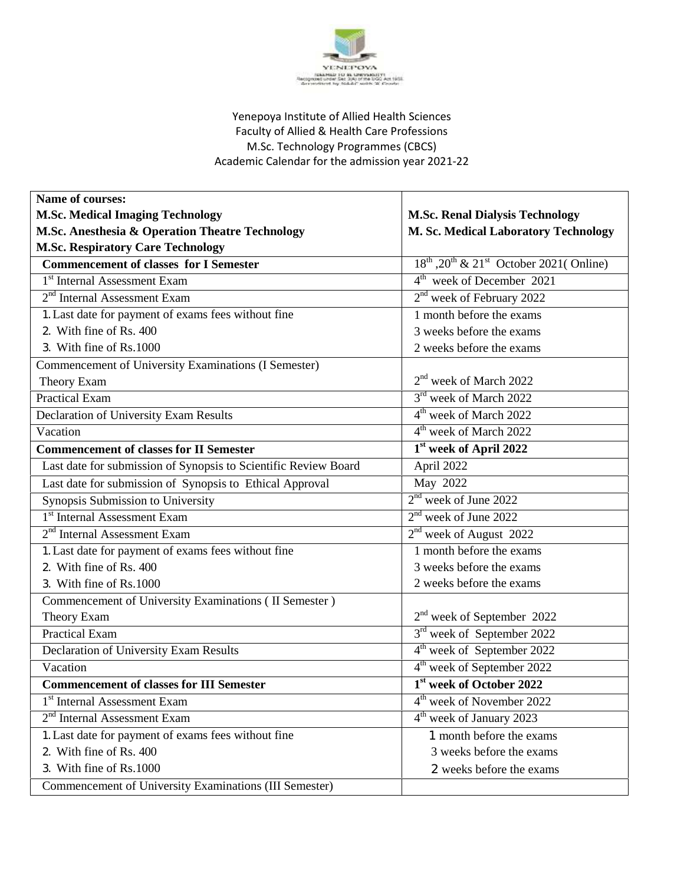Yenepoya Institute of Allied Health Sciences
Faculty of Allied & Health Care Professions
M.Sc. Technology Programmes (CBCS)
Academic Calendar for the admission year 2021-22

| **Name of courses:**<br>**M.Sc. Medical Imaging Technology**<br>**M.Sc. Anesthesia & Operation Theatre Technology**<br>**M.Sc. Respiratory Care Technology** | **M.Sc. Renal Dialysis Technology**<br>**M. Sc. Medical Laboratory Technology** |
|---|---|
| **Commencement of classes for I Semester** | 18th, 20th & 21st October 2021 (Online) |
| 1st Internal Assessment Exam | 4th week of December 2021 |
| 2nd Internal Assessment Exam | 2nd week of February 2022 |
| 1. Last date for payment of exams fees without fine<br>2. With fine of Rs. 400<br>3. With fine of Rs.1000 | 1 month before the exams<br>3 weeks before the exams<br>2 weeks before the exams |
| Commencement of University Examinations (I Semester)<br>Theory Exam | 2nd week of March 2022 |
| Practical Exam | 3rd week of March 2022 |
| Declaration of University Exam Results | 4th week of March 2022 |
| Vacation | 4th week of March 2022 |
| **Commencement of classes for II Semester** | **1st week of April 2022** |
| Last date for submission of Synopsis to Scientific Review Board | April 2022 |
| Last date for submission of Synopsis to Ethical Approval | May 2022 |
| Synopsis Submission to University | 2nd week of June 2022 |
| 1st Internal Assessment Exam | 2nd week of June 2022 |
| 2nd Internal Assessment Exam | 2nd week of August 2022 |
| 1. Last date for payment of exams fees without fine<br>2. With fine of Rs. 400<br>3. With fine of Rs.1000 | 1 month before the exams<br>3 weeks before the exams<br>2 weeks before the exams |
| Commencement of University Examinations ( II Semester )<br>Theory Exam | 2nd week of September 2022 |
| Practical Exam | 3rd week of September 2022 |
| Declaration of University Exam Results | 4th week of September 2022 |
| Vacation | 4th week of September 2022 |
| **Commencement of classes for III Semester** | **1st week of October 2022** |
| 1st Internal Assessment Exam | 4th week of November 2022 |
| 2nd Internal Assessment Exam | 4th week of January 2023 |
| 1. Last date for payment of exams fees without fine<br>2. With fine of Rs. 400<br>3. With fine of Rs.1000 | 1 month before the exams<br>3 weeks before the exams<br>2 weeks before the exams |
| Commencement of University Examinations (III Semester) | |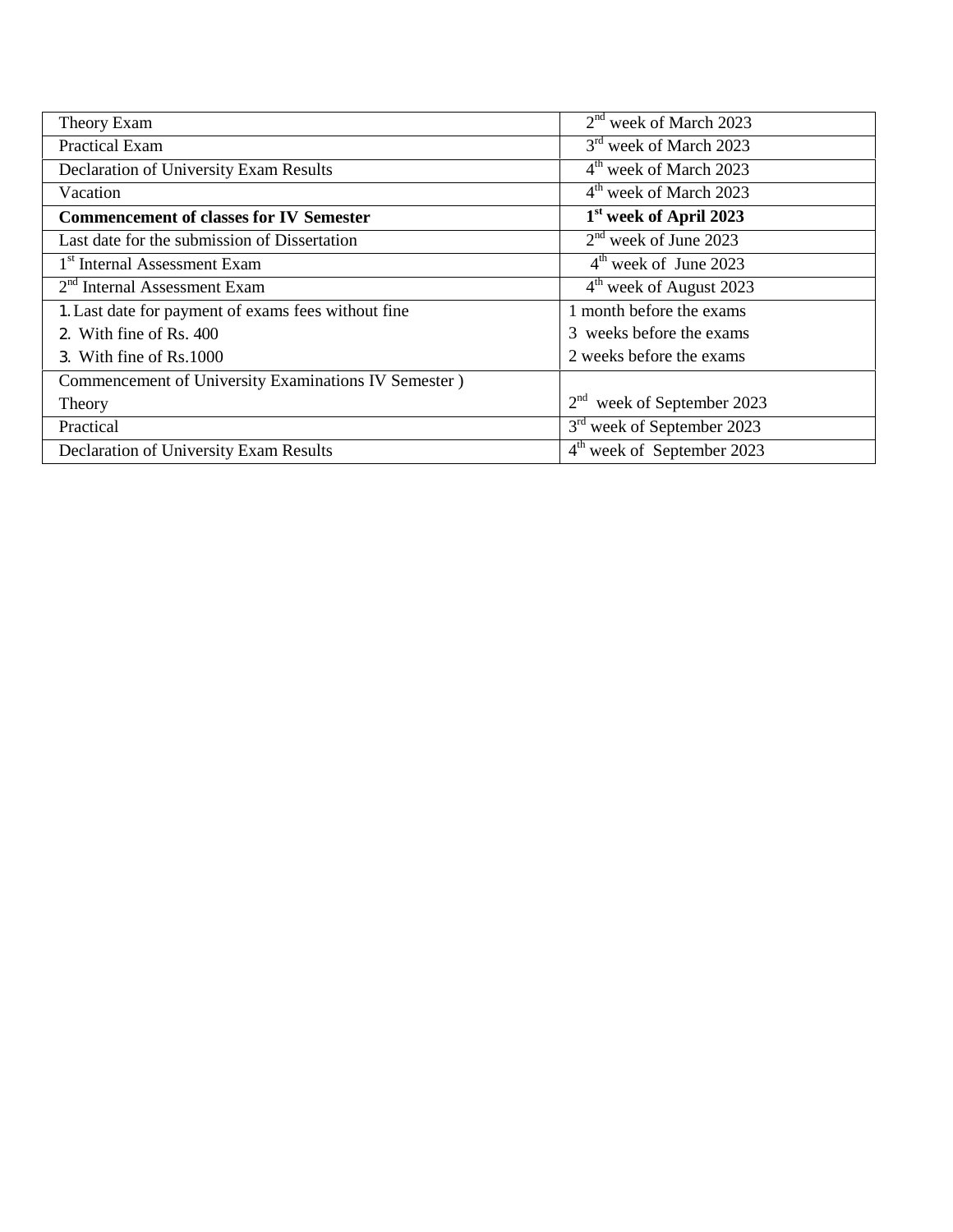| | |
|---|---|
| Theory Exam | 2nd week of March 2023 |
| Practical Exam | 3rd week of March 2023 |
| Declaration of University Exam Results | 4th week of March 2023 |
| Vacation | 4th week of March 2023 |
| **Commencement of classes for IV Semester** | **1st week of April 2023** |
| Last date for the submission of Dissertation | 2nd week of June 2023 |
| 1st Internal Assessment Exam | 4th week of June 2023 |
| 2nd Internal Assessment Exam | 4th week of August 2023 |
| 1. Last date for payment of exams fees without fine<br>2. With fine of Rs. 400<br>3. With fine of Rs.1000 | 1 month before the exams<br>3 weeks before the exams<br>2 weeks before the exams |
| Commencement of University Examinations IV Semester )<br>Theory | 2nd week of September 2023 |
| Practical | 3rd week of September 2023 |
| Declaration of University Exam Results | 4th week of September 2023 |